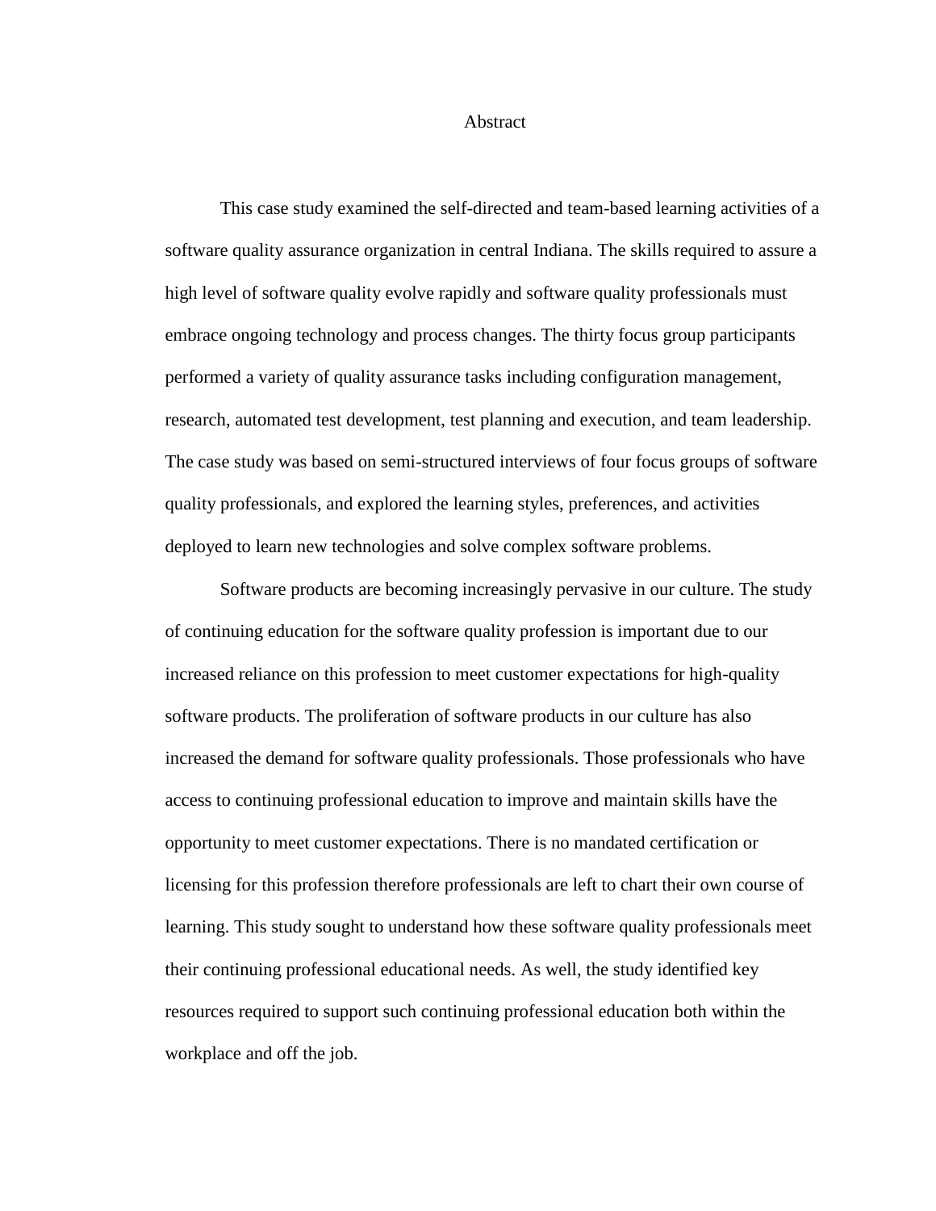# Abstract

This case study examined the self-directed and team-based learning activities of a software quality assurance organization in central Indiana. The skills required to assure a high level of software quality evolve rapidly and software quality professionals must embrace ongoing technology and process changes. The thirty focus group participants performed a variety of quality assurance tasks including configuration management, research, automated test development, test planning and execution, and team leadership. The case study was based on semi-structured interviews of four focus groups of software quality professionals, and explored the learning styles, preferences, and activities deployed to learn new technologies and solve complex software problems.

Software products are becoming increasingly pervasive in our culture. The study of continuing education for the software quality profession is important due to our increased reliance on this profession to meet customer expectations for high-quality software products. The proliferation of software products in our culture has also increased the demand for software quality professionals. Those professionals who have access to continuing professional education to improve and maintain skills have the opportunity to meet customer expectations. There is no mandated certification or licensing for this profession therefore professionals are left to chart their own course of learning. This study sought to understand how these software quality professionals meet their continuing professional educational needs. As well, the study identified key resources required to support such continuing professional education both within the workplace and off the job.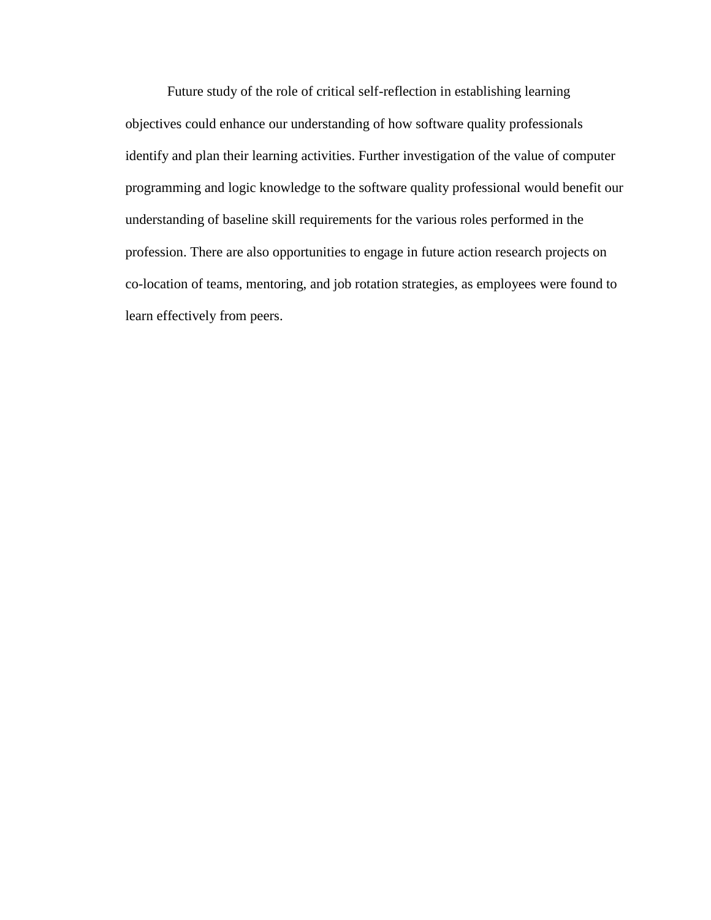Future study of the role of critical self-reflection in establishing learning objectives could enhance our understanding of how software quality professionals identify and plan their learning activities. Further investigation of the value of computer programming and logic knowledge to the software quality professional would benefit our understanding of baseline skill requirements for the various roles performed in the profession. There are also opportunities to engage in future action research projects on co-location of teams, mentoring, and job rotation strategies, as employees were found to learn effectively from peers.